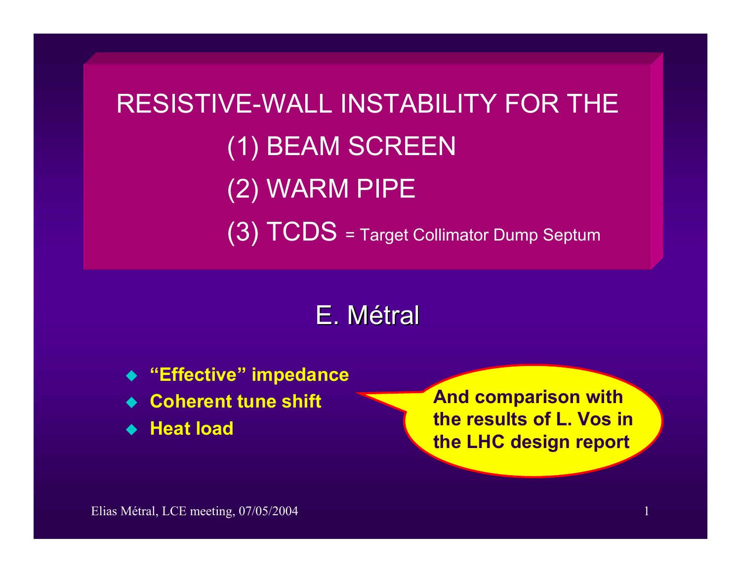# RESISTIVE-WALL INSTABILITY FOR THE

## (1) BEAM SCREEN

## (2) WARM PIPE

## (3) TCDS = Target Collimator Dump Septum

E. Métral

- **"Effective" impedance**
- **Coherent tune shift**
- **Heat load**

**And comparison with the results of L. Vos in the LHC design report**

Elias Métral, LCE meeting, 07/05/2004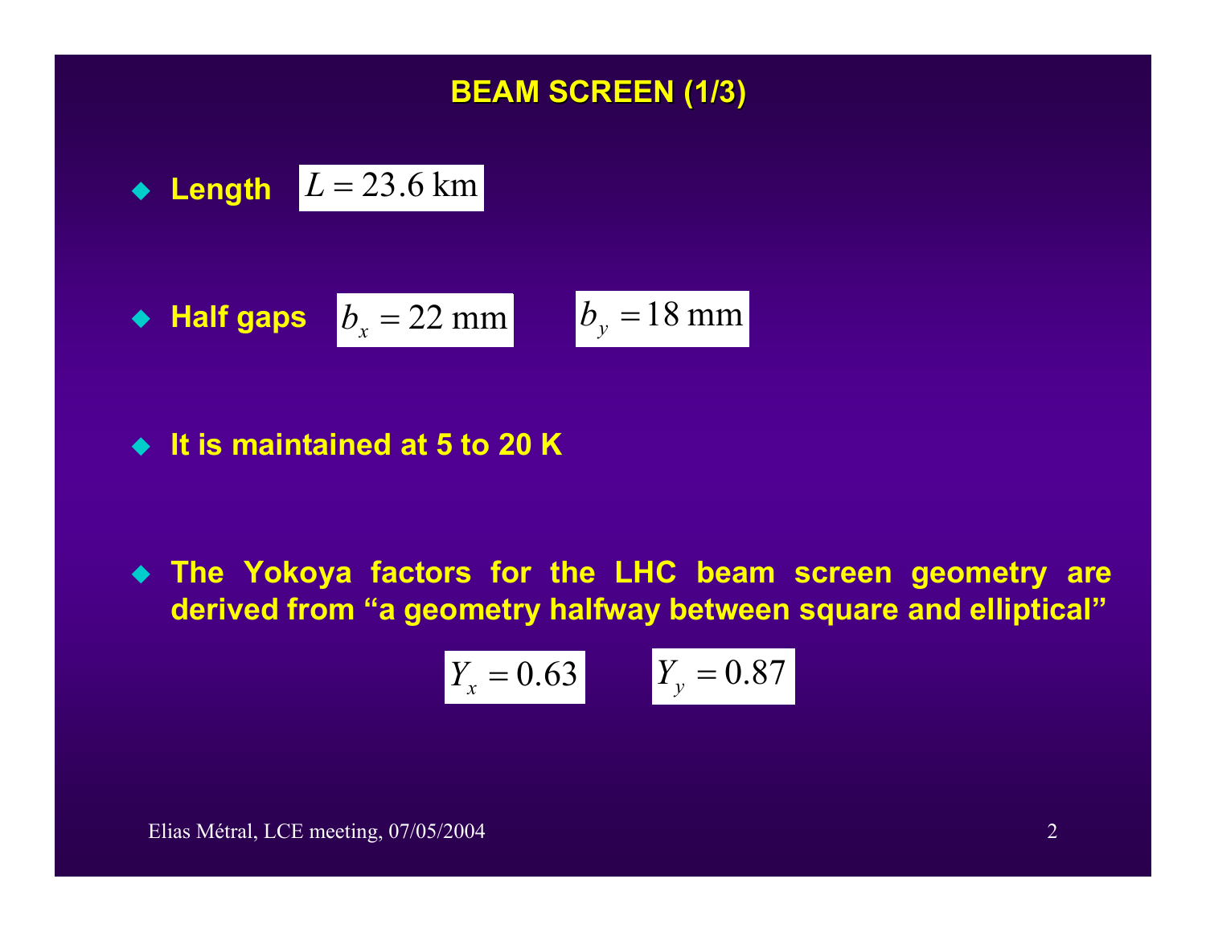# BEAM SCREEN (1/3)

- **Length** $L = 23.6 \text{ km}$

- **Half gaps** $b_x = 22 \text{ mm}$ $b_y = 18 \text{ mm}$

- **It is maintained at 5 to 20 K**

- **The Yokoya factors for the LHC beam screen geometry are derived from "a geometry halfway between square and elliptical"**

$$Y_x = 0.63 \qquad Y_y = 0.87$$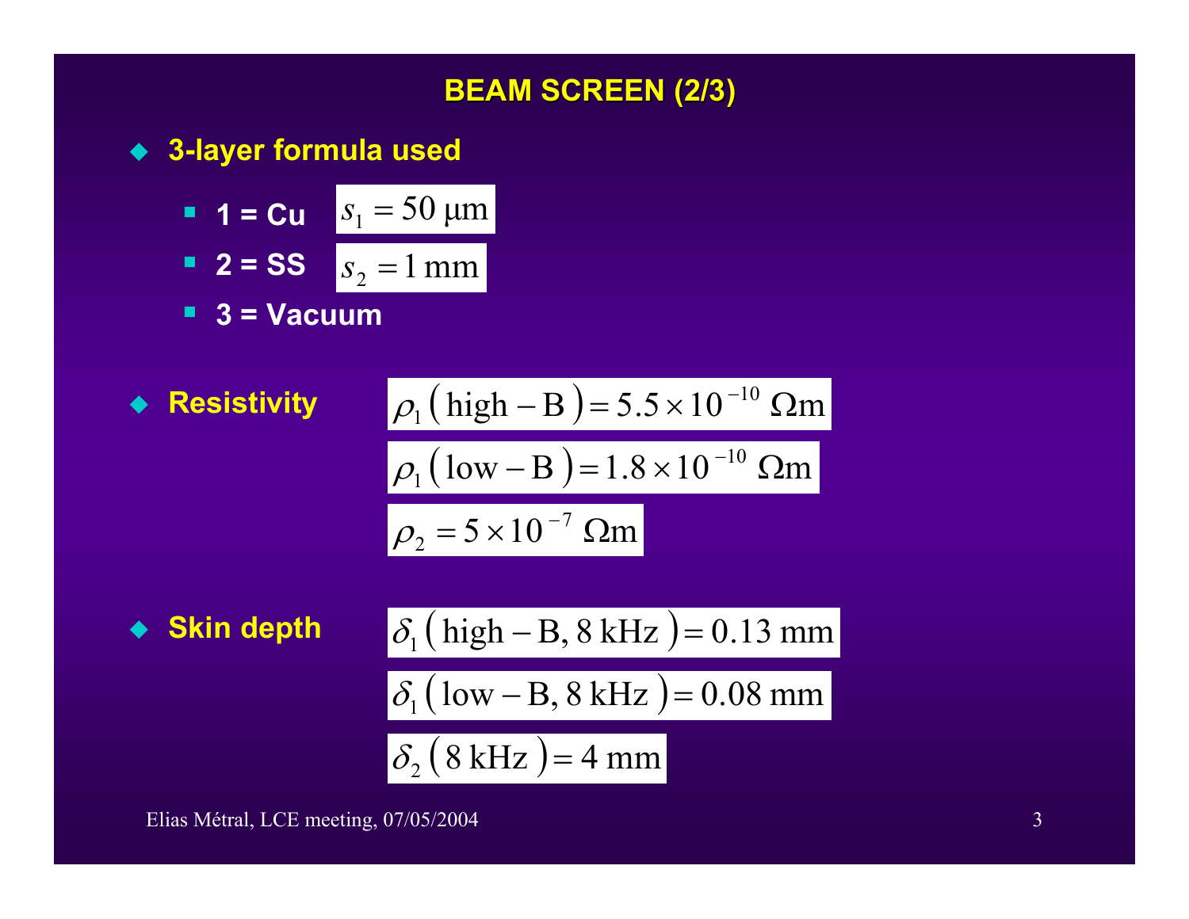## BEAM SCREEN (2/3)

- **3-layer formula used**
  - **1 = Cu** $s_1 = 50\ \mu\text{m}$
  - **2 = SS** $s_2 = 1\ \text{mm}$
  - **3 = Vacuum**

- **Resistivity**

$$\rho_1 \left( \text{high} - \text{B} \right) = 5.5 \times 10^{-10}\ \Omega\text{m}$$

$$\rho_1 \left( \text{low} - \text{B} \right) = 1.8 \times 10^{-10}\ \Omega\text{m}$$

$$\rho_2 = 5 \times 10^{-7}\ \Omega\text{m}$$

- **Skin depth**

$$\delta_1 \left( \text{high} - \text{B},\ 8\ \text{kHz} \right) = 0.13\ \text{mm}$$

$$\delta_1 \left( \text{low} - \text{B},\ 8\ \text{kHz} \right) = 0.08\ \text{mm}$$

$$\delta_2 \left( 8\ \text{kHz} \right) = 4\ \text{mm}$$

Elias Métral, LCE meeting, 07/05/2004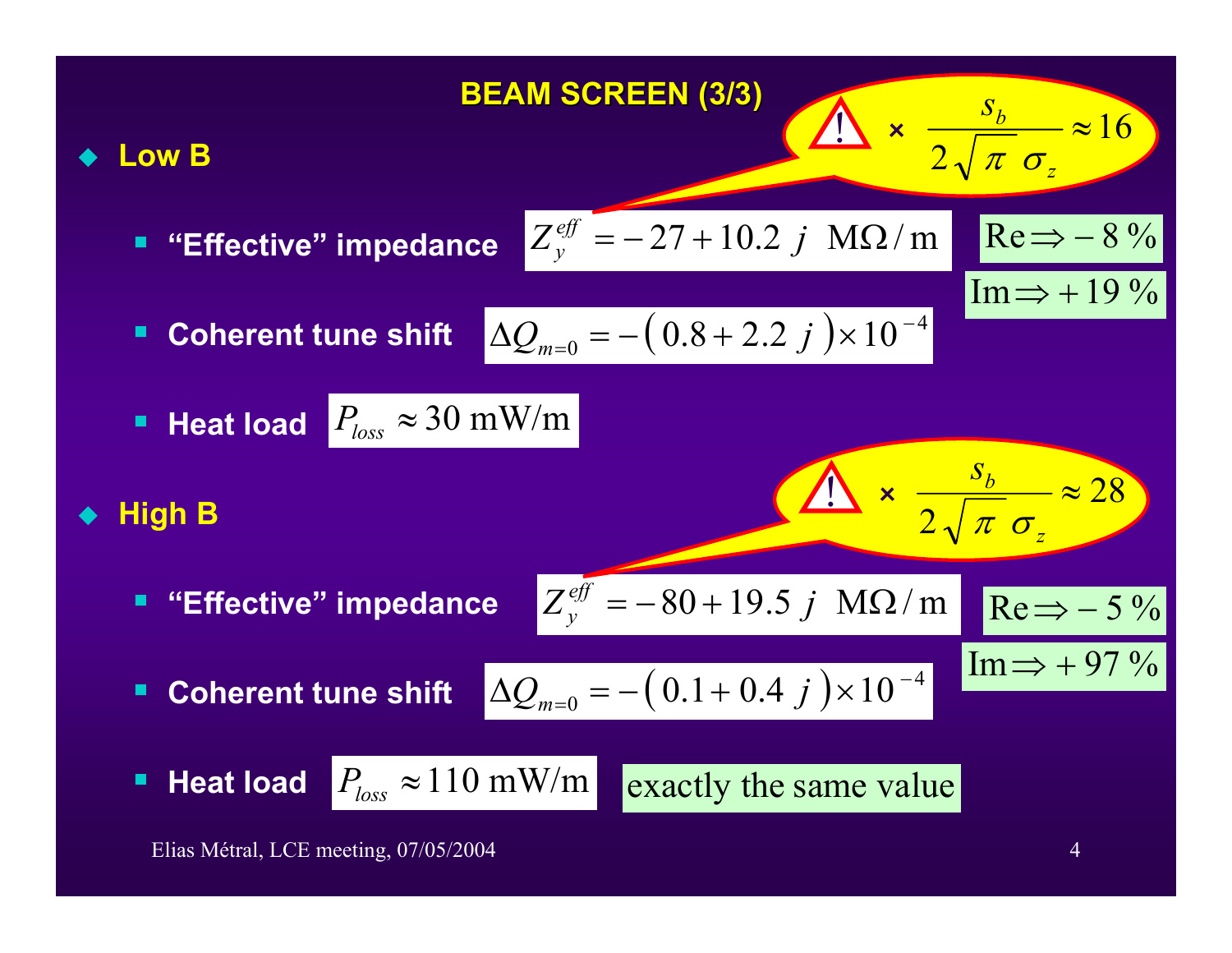# BEAM SCREEN (3/3)

- **Low B**

  - **"Effective" impedance** $Z_y^{eff} = -27 + 10.2\ j \ \ \mathrm{M\Omega/m}$

    ⚠ $\times \ \dfrac{s_b}{2\sqrt{\pi}\ \sigma_z} \approx 16$

    $\mathrm{Re} \Rightarrow -8\ \%$

    $\mathrm{Im} \Rightarrow +19\ \%$

  - **Coherent tune shift** $\Delta Q_{m=0} = -\left(0.8 + 2.2\ j\right) \times 10^{-4}$

  - **Heat load** $P_{loss} \approx 30\ \mathrm{mW/m}$

- **High B**

  - **"Effective" impedance** $Z_y^{eff} = -80 + 19.5\ j \ \ \mathrm{M\Omega/m}$

    ⚠ $\times \ \dfrac{s_b}{2\sqrt{\pi}\ \sigma_z} \approx 28$

    $\mathrm{Re} \Rightarrow -5\ \%$

    $\mathrm{Im} \Rightarrow +97\ \%$

  - **Coherent tune shift** $\Delta Q_{m=0} = -\left(0.1 + 0.4\ j\right) \times 10^{-4}$

  - **Heat load** $P_{loss} \approx 110\ \mathrm{mW/m}$ exactly the same value

Elias Métral, LCE meeting, 07/05/2004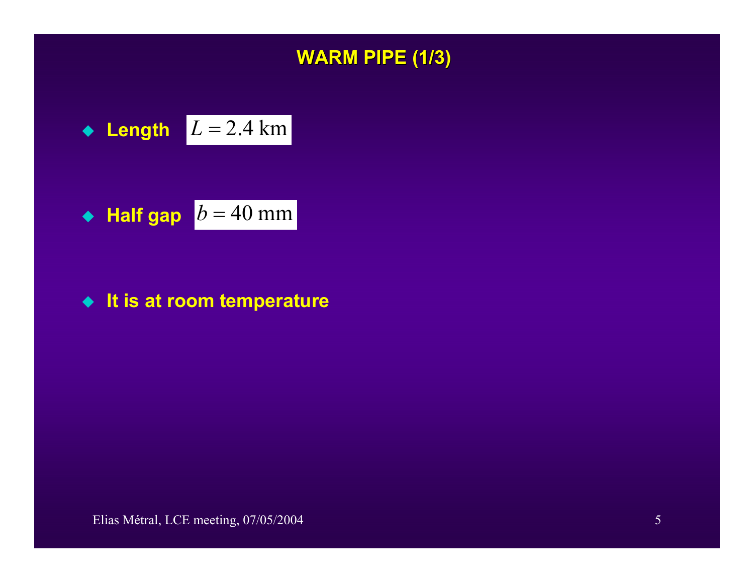# WARM PIPE (1/3)

- **Length** $L = 2.4 \text{ km}$

- **Half gap** $b = 40 \text{ mm}$

- **It is at room temperature**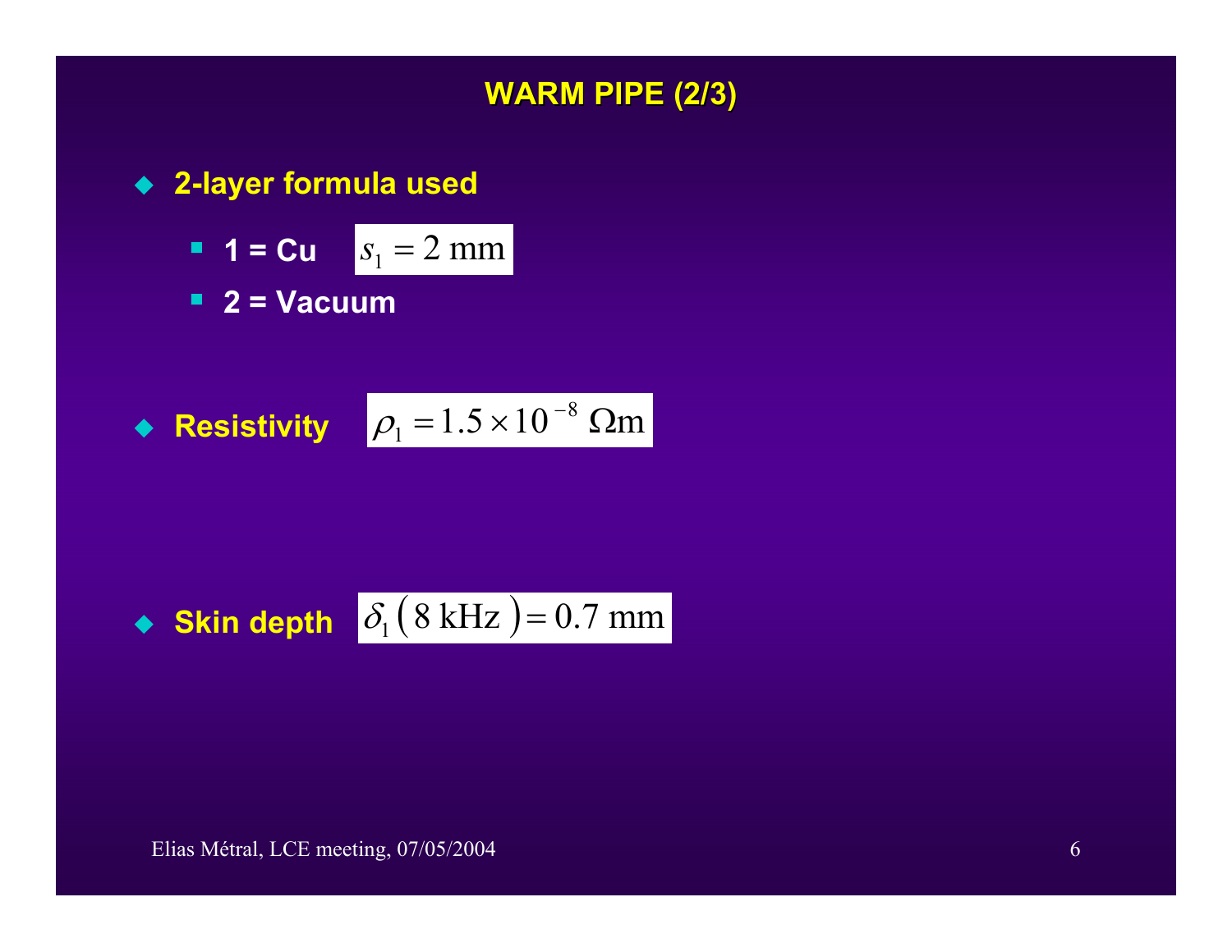## WARM PIPE (2/3)

- **2-layer formula used**
  - **1 = Cu** $s_1 = 2 \text{ mm}$
  - **2 = Vacuum**

- **Resistivity** $\rho_1 = 1.5 \times 10^{-8} \ \Omega\text{m}$

- **Skin depth** $\delta_1 \left( 8 \text{ kHz} \right) = 0.7 \text{ mm}$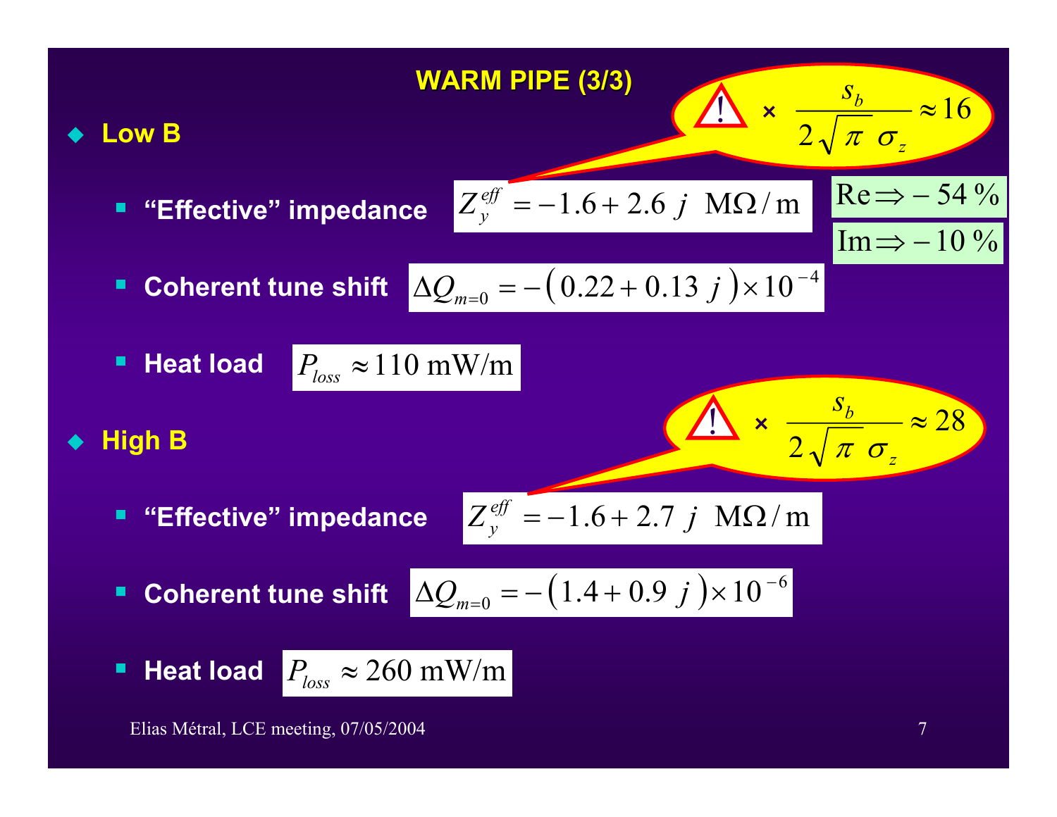## WARM PIPE (3/3)

- **Low B**

  - **"Effective" impedance** $Z_y^{eff} = -1.6 + 2.6\,j \;\; \mathrm{M\Omega/m}$

    ⚠ $\times \dfrac{s_b}{2\sqrt{\pi}\,\sigma_z} \approx 16$

    $\mathrm{Re} \Rightarrow -54\,\%$

    $\mathrm{Im} \Rightarrow -10\,\%$

  - **Coherent tune shift** $\Delta Q_{m=0} = -\left(0.22 + 0.13\,j\right) \times 10^{-4}$

  - **Heat load** $P_{loss} \approx 110 \ \mathrm{mW/m}$

- **High B**

  - **"Effective" impedance** $Z_y^{eff} = -1.6 + 2.7\,j \;\; \mathrm{M\Omega/m}$

    ⚠ $\times \dfrac{s_b}{2\sqrt{\pi}\,\sigma_z} \approx 28$

  - **Coherent tune shift** $\Delta Q_{m=0} = -\left(1.4 + 0.9\,j\right) \times 10^{-6}$

  - **Heat load** $P_{loss} \approx 260 \ \mathrm{mW/m}$

Elias Métral, LCE meeting, 07/05/2004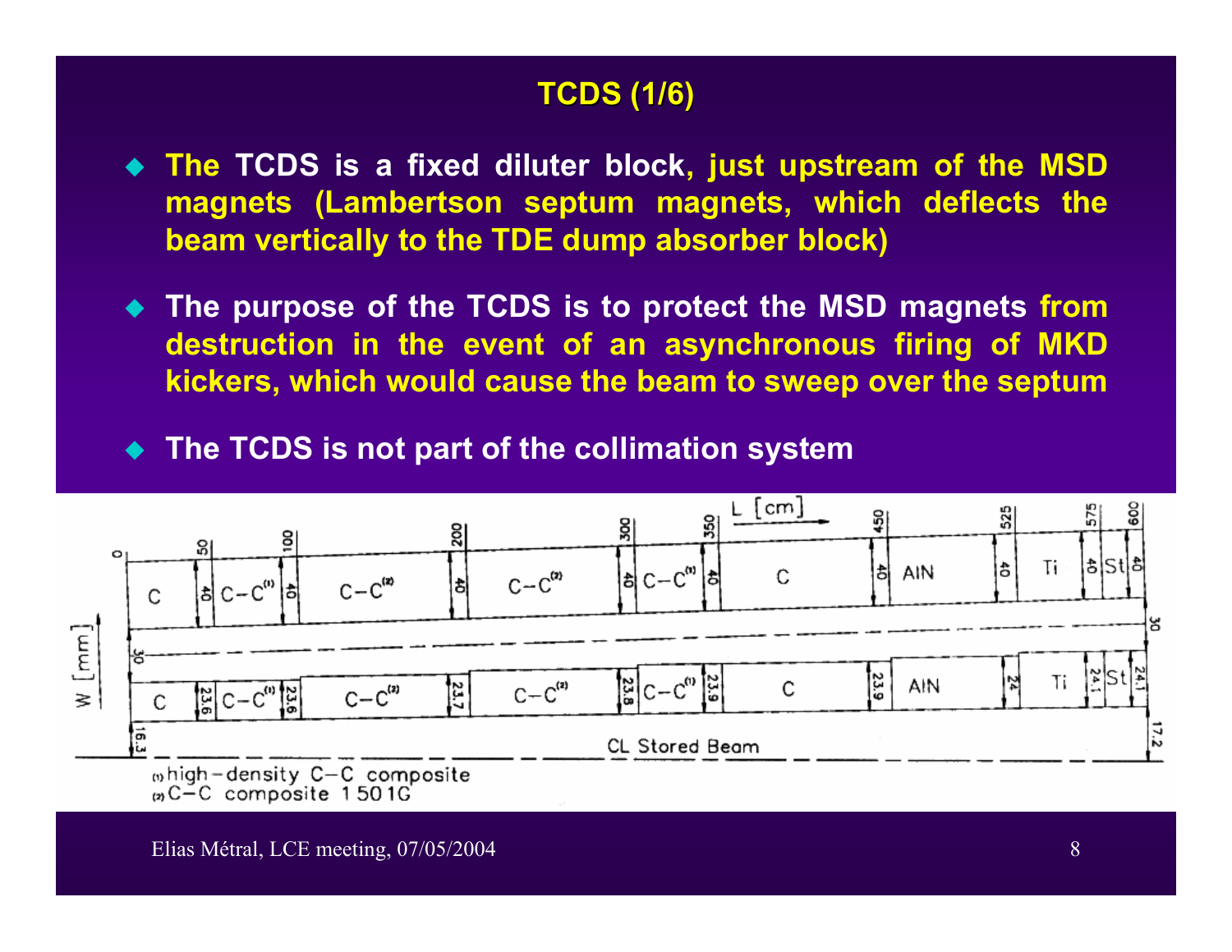## TCDS (1/6)

- **The TCDS is a fixed diluter block, just upstream of the MSD magnets (Lambertson septum magnets, which deflects the beam vertically to the TDE dump absorber block)**
- **The purpose of the TCDS is to protect the MSD magnets from destruction in the event of an asynchronous firing of MKD kickers, which would cause the beam to sweep over the septum**
- **The TCDS is not part of the collimation system**

(1) high-density C–C composite
(2) C–C composite 1501G

Elias Métral, LCE meeting, 07/05/2004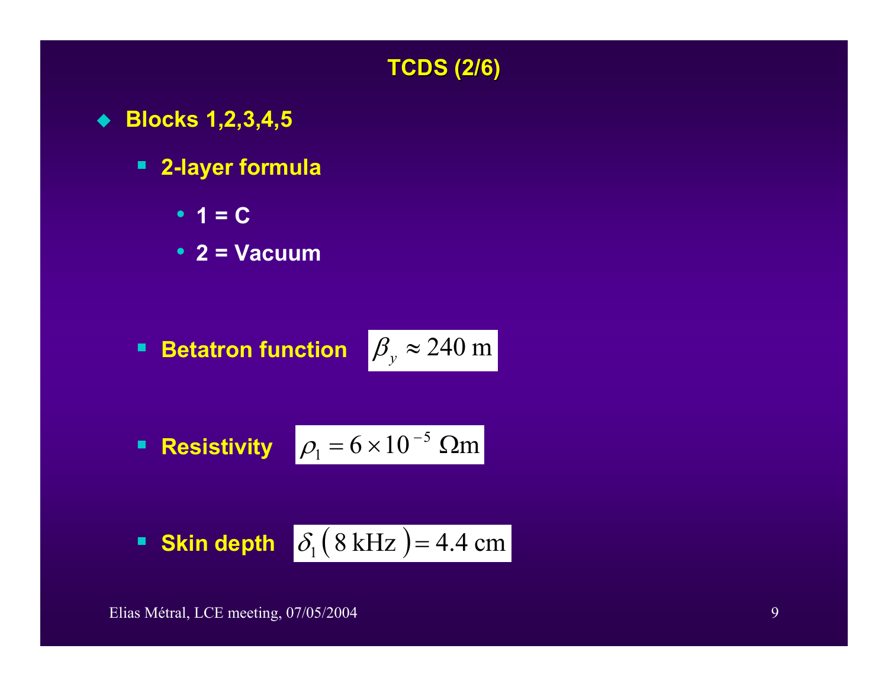# TCDS (2/6)

- **Blocks 1,2,3,4,5**
  - **2-layer formula**
    - **1 = C**
    - **2 = Vacuum**

  - **Betatron function** $\beta_y \approx 240 \text{ m}$

  - **Resistivity** $\rho_1 = 6 \times 10^{-5} \ \Omega\text{m}$

  - **Skin depth** $\delta_1\left(8 \text{ kHz}\right) = 4.4 \text{ cm}$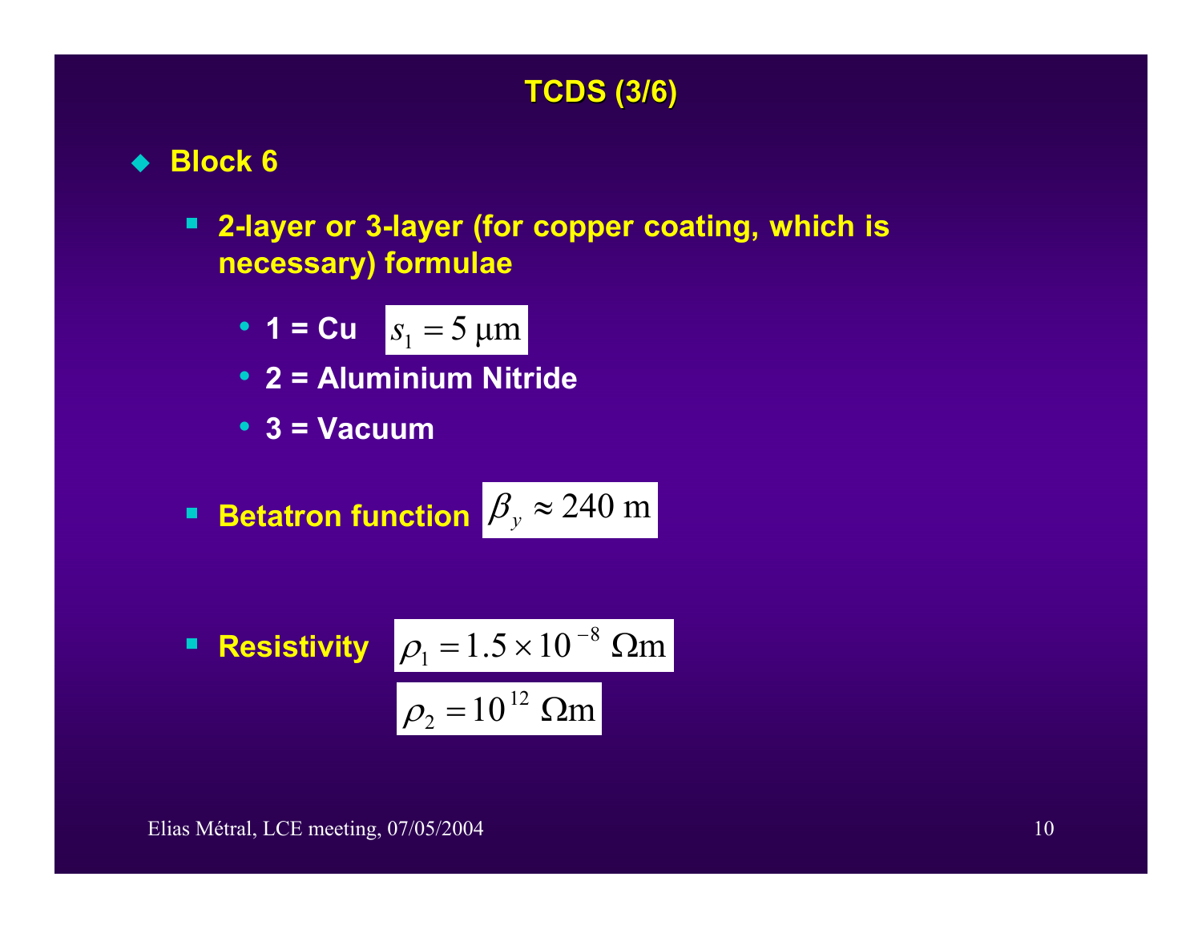## TCDS (3/6)

- **Block 6**
  - **2-layer or 3-layer (for copper coating, which is necessary) formulae**
    - **1 = Cu** $s_1 = 5\ \mu\text{m}$
    - **2 = Aluminium Nitride**
    - **3 = Vacuum**
  - **Betatron function** $\beta_y \approx 240\ \text{m}$
  - **Resistivity** $\rho_1 = 1.5 \times 10^{-8}\ \Omega\text{m}$

    $\rho_2 = 10^{12}\ \Omega\text{m}$

Elias Métral, LCE meeting, 07/05/2004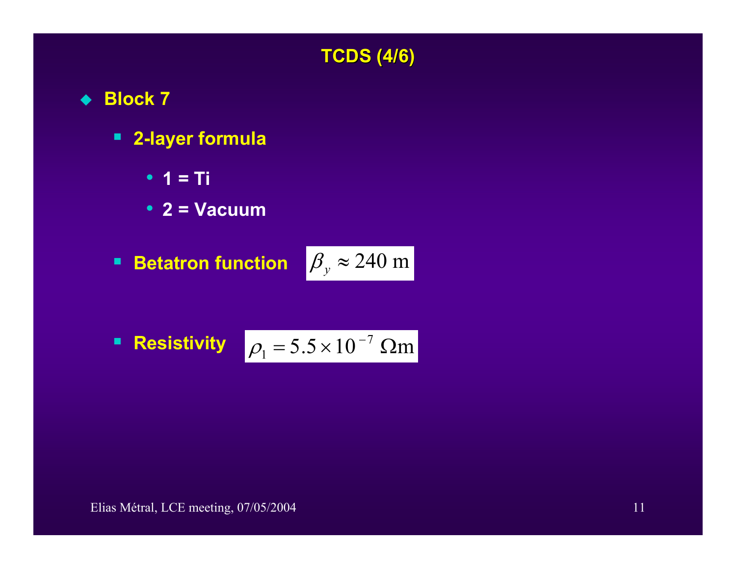## TCDS (4/6)

- **Block 7**
  - **2-layer formula**
    - **1 = Ti**
    - **2 = Vacuum**
  - **Betatron function** $\beta_y \approx 240 \text{ m}$
  - **Resistivity** $\rho_1 = 5.5 \times 10^{-7} \ \Omega\text{m}$

Elias Métral, LCE meeting, 07/05/2004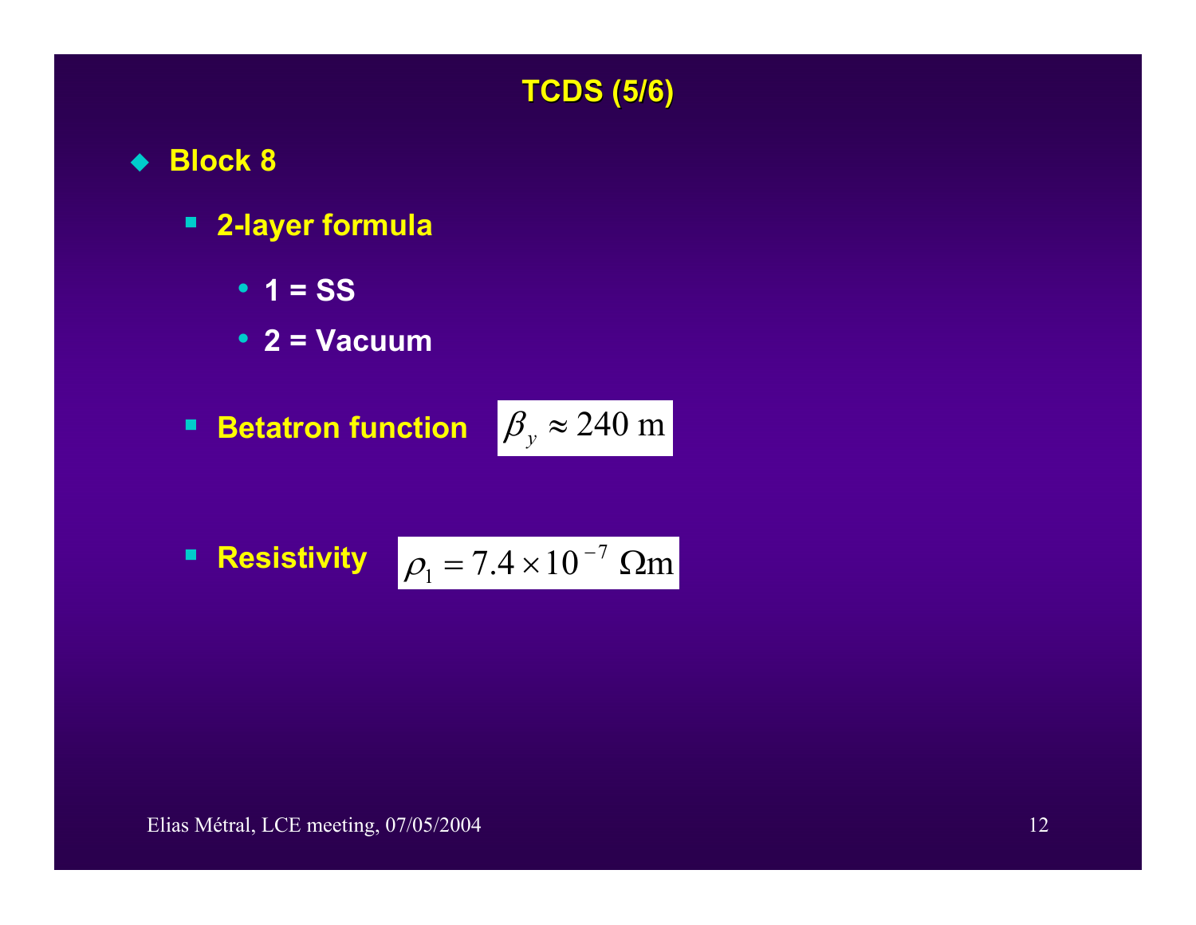# TCDS (5/6)

- **Block 8**
  - **2-layer formula**
    - **1 = SS**
    - **2 = Vacuum**
  - **Betatron function** $\beta_y \approx 240 \text{ m}$
  - **Resistivity** $\rho_1 = 7.4 \times 10^{-7} \ \Omega\text{m}$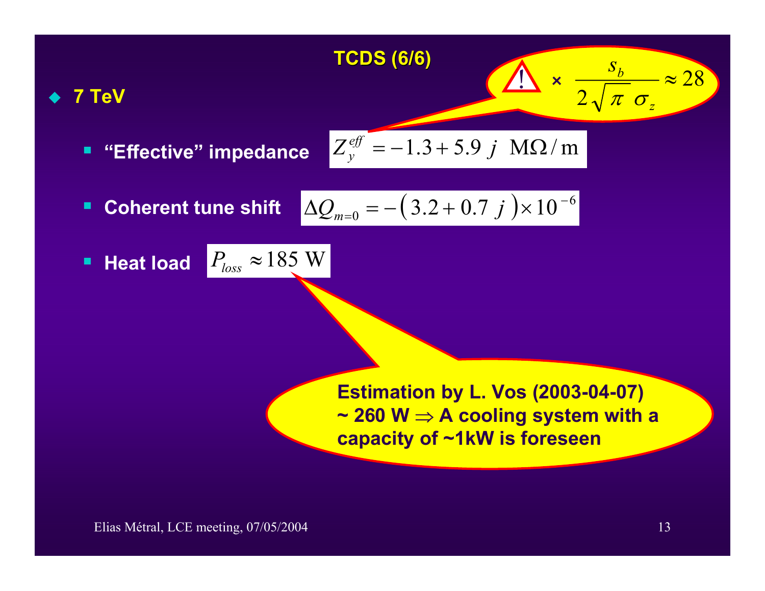# TCDS (6/6)

- **7 TeV**
  - **"Effective" impedance** $Z_y^{eff} = -1.3 + 5.9\, j \;\; \mathrm{M\Omega/m}$
  - **Coherent tune shift** $\Delta Q_{m=0} = -\left(3.2 + 0.7\, j\right) \times 10^{-6}$
  - **Heat load** $P_{loss} \approx 185 \text{ W}$

⚠ $\times \dfrac{s_b}{2\sqrt{\pi}\,\sigma_z} \approx 28$

**Estimation by L. Vos (2003-04-07) ~ 260 W $\Rightarrow$ A cooling system with a capacity of ~1kW is foreseen**

Elias Métral, LCE meeting, 07/05/2004